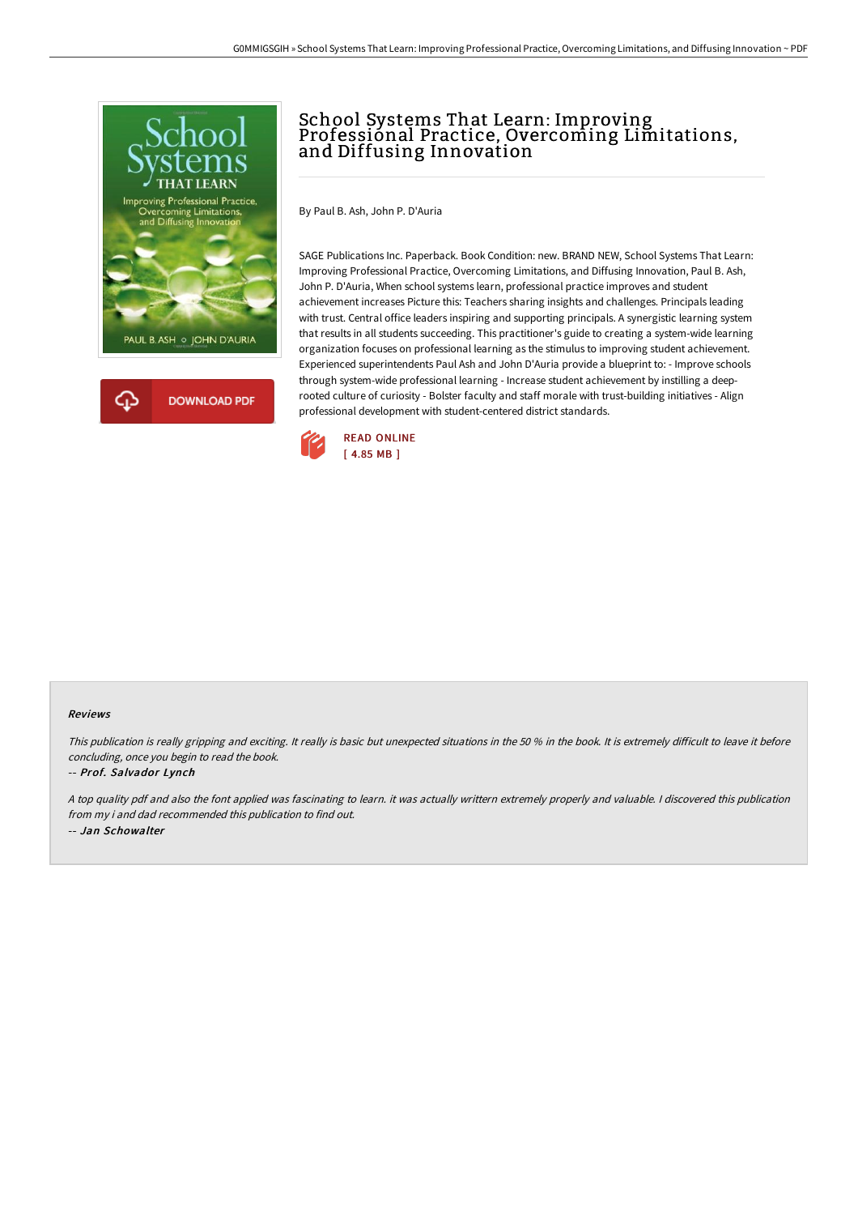# School Systems That Learn: Improving Professional Practice, Overcoming Limitations, and Diffusing Innovation

By Paul B. Ash, John P. D'Auria

SAGE Publications Inc. Paperback. Book Condition: new. BRAND NEW, School Systems That Learn: Improving Professional Practice, Overcoming Limitations, and Diffusing Innovation, Paul B. Ash, John P. D'Auria, When school systems learn, professional practice improves and student achievement increases Picture this: Teachers sharing insights and challenges. Principals leading with trust. Central office leaders inspiring and supporting principals. A synergistic learning system that results in all students succeeding. This practitioner's guide to creating a system-wide learning organization focuses on professional learning as the stimulus to improving student achievement. Experienced superintendents Paul Ash and John D'Auria provide a blueprint to: - Improve schools through system-wide professional learning - Increase student achievement by instilling a deep-rooted culture of curiosity - Bolster faculty and staff morale with trust-building initiatives - Align professional development with student-centered district standards.

READ ONLINE
[ 4.85 MB ]

## Reviews

*This publication is really gripping and exciting. It really is basic but unexpected situations in the 50 % in the book. It is extremely difficult to leave it before concluding, once you begin to read the book.*

-- *Prof. Salvador Lynch*

*A top quality pdf and also the font applied was fascinating to learn. it was actually writtern extremely properly and valuable. I discovered this publication from my i and dad recommended this publication to find out.*

-- *Jan Schowalter*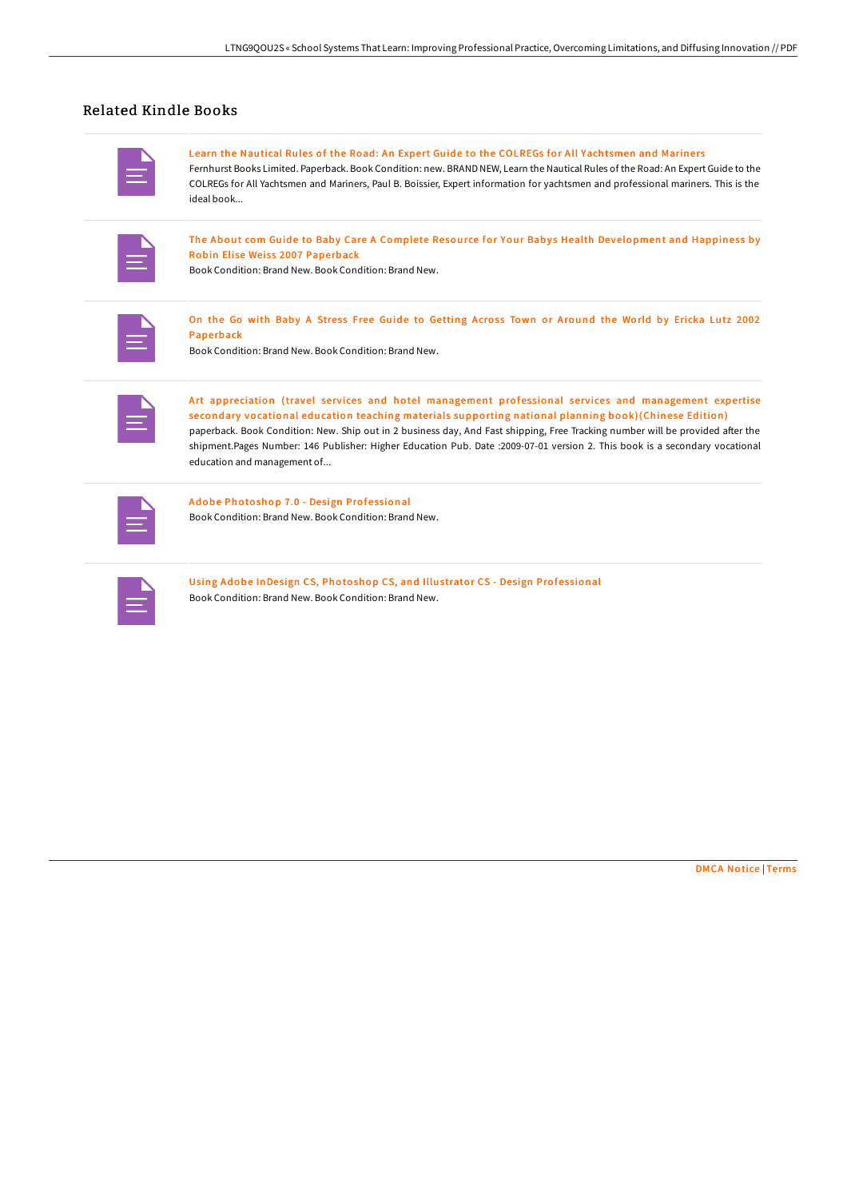## Related Kindle Books

**Learn the Nautical Rules of the Road: An Expert Guide to the COLREGs for All Yachtsmen and Mariners**

Fernhurst Books Limited. Paperback. Book Condition: new. BRAND NEW, Learn the Nautical Rules of the Road: An Expert Guide to the COLREGs for All Yachtsmen and Mariners, Paul B. Boissier, Expert information for yachtsmen and professional mariners. This is the ideal book...

**The About com Guide to Baby Care A Complete Resource for Your Babys Health Development and Happiness by Robin Elise Weiss 2007 Paperback**

Book Condition: Brand New. Book Condition: Brand New.

**On the Go with Baby A Stress Free Guide to Getting Across Town or Around the World by Ericka Lutz 2002 Paperback**

Book Condition: Brand New. Book Condition: Brand New.

**Art appreciation (travel services and hotel management professional services and management expertise secondary vocational education teaching materials supporting national planning book)(Chinese Edition)**

paperback. Book Condition: New. Ship out in 2 business day, And Fast shipping, Free Tracking number will be provided after the shipment.Pages Number: 146 Publisher: Higher Education Pub. Date :2009-07-01 version 2. This book is a secondary vocational education and management of...

**Adobe Photoshop 7.0 - Design Professional**

Book Condition: Brand New. Book Condition: Brand New.

**Using Adobe InDesign CS, Photoshop CS, and Illustrator CS - Design Professional**

Book Condition: Brand New. Book Condition: Brand New.

DMCA Notice | Terms